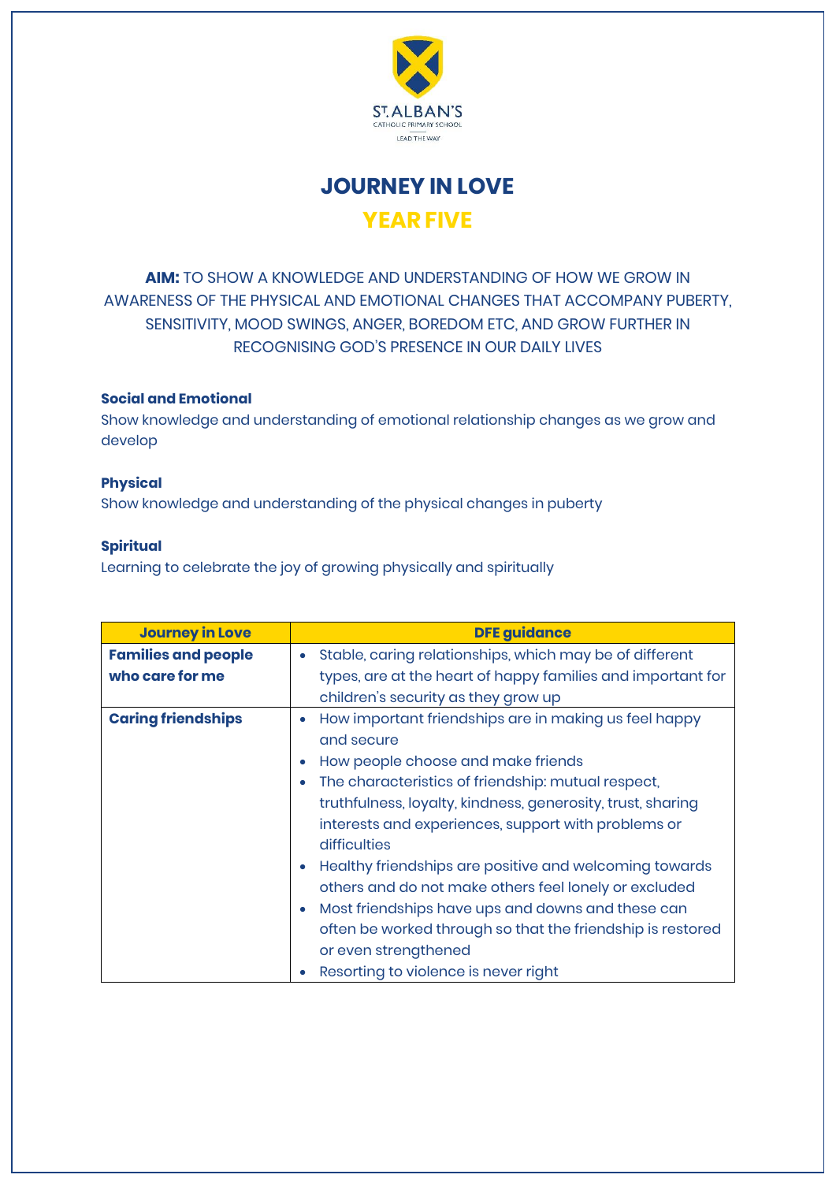ST. ALBAN'S
CATHOLIC PRIMARY SCHOOL
LEAD THE WAY

# JOURNEY IN LOVE

## YEAR FIVE

**AIM:** TO SHOW A KNOWLEDGE AND UNDERSTANDING OF HOW WE GROW IN AWARENESS OF THE PHYSICAL AND EMOTIONAL CHANGES THAT ACCOMPANY PUBERTY, SENSITIVITY, MOOD SWINGS, ANGER, BOREDOM ETC, AND GROW FURTHER IN RECOGNISING GOD'S PRESENCE IN OUR DAILY LIVES

**Social and Emotional**
Show knowledge and understanding of emotional relationship changes as we grow and develop

**Physical**
Show knowledge and understanding of the physical changes in puberty

**Spiritual**
Learning to celebrate the joy of growing physically and spiritually

| Journey in Love | DFE guidance |
|---|---|
| **Families and people who care for me** | • Stable, caring relationships, which may be of different types, are at the heart of happy families and important for children's security as they grow up |
| **Caring friendships** | • How important friendships are in making us feel happy and secure<br>• How people choose and make friends<br>• The characteristics of friendship: mutual respect, truthfulness, loyalty, kindness, generosity, trust, sharing interests and experiences, support with problems or difficulties<br>• Healthy friendships are positive and welcoming towards others and do not make others feel lonely or excluded<br>• Most friendships have ups and downs and these can often be worked through so that the friendship is restored or even strengthened<br>• Resorting to violence is never right |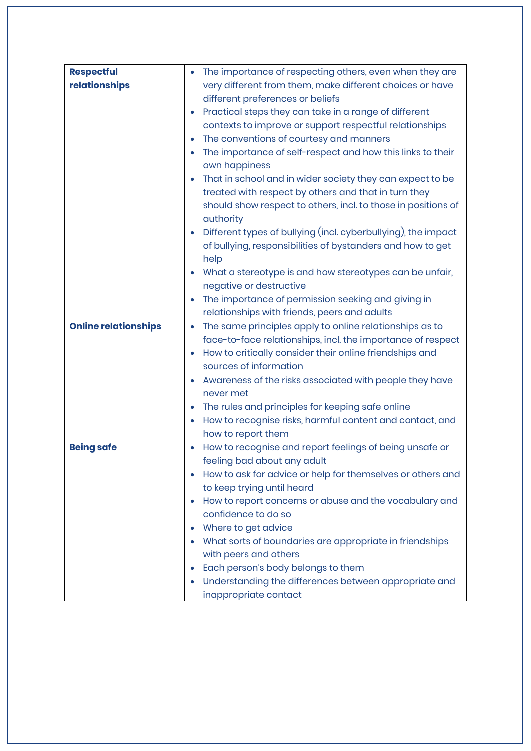| | |
|---|---|
| **Respectful relationships** | • The importance of respecting others, even when they are very different from them, make different choices or have different preferences or beliefs<br>• Practical steps they can take in a range of different contexts to improve or support respectful relationships<br>• The conventions of courtesy and manners<br>• The importance of self-respect and how this links to their own happiness<br>• That in school and in wider society they can expect to be treated with respect by others and that in turn they should show respect to others, incl. to those in positions of authority<br>• Different types of bullying (incl. cyberbullying), the impact of bullying, responsibilities of bystanders and how to get help<br>• What a stereotype is and how stereotypes can be unfair, negative or destructive<br>• The importance of permission seeking and giving in relationships with friends, peers and adults |
| **Online relationships** | • The same principles apply to online relationships as to face-to-face relationships, incl. the importance of respect<br>• How to critically consider their online friendships and sources of information<br>• Awareness of the risks associated with people they have never met<br>• The rules and principles for keeping safe online<br>• How to recognise risks, harmful content and contact, and how to report them |
| **Being safe** | • How to recognise and report feelings of being unsafe or feeling bad about any adult<br>• How to ask for advice or help for themselves or others and to keep trying until heard<br>• How to report concerns or abuse and the vocabulary and confidence to do so<br>• Where to get advice<br>• What sorts of boundaries are appropriate in friendships with peers and others<br>• Each person's body belongs to them<br>• Understanding the differences between appropriate and inappropriate contact |